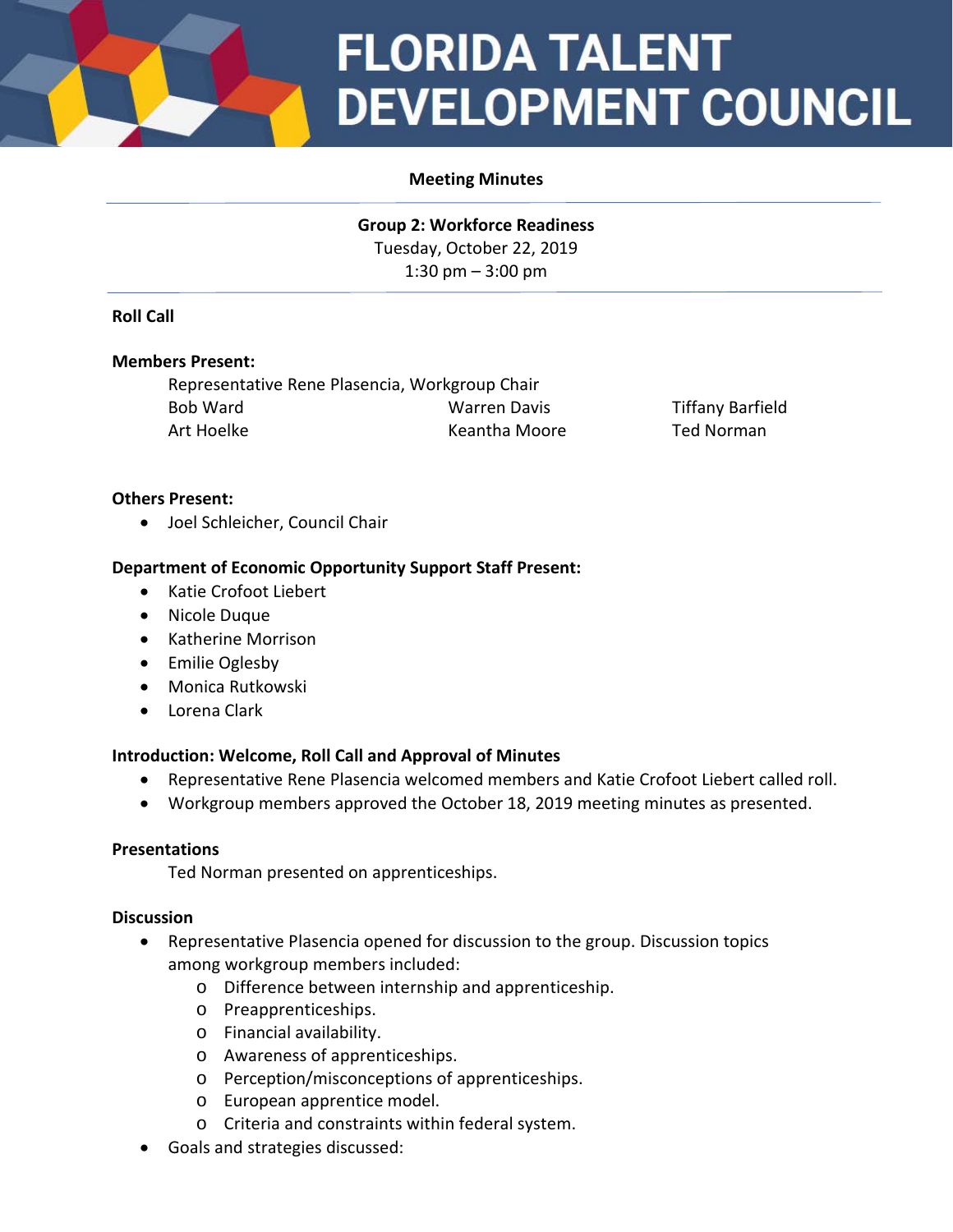# FLORIDA TALENT DEVELOPMENT COUNCIL

**Meeting Minutes**

**Group 2: Workforce Readiness**
Tuesday, October 22, 2019
1:30 pm – 3:00 pm

**Roll Call**

**Members Present:**

Representative Rene Plasencia, Workgroup Chair

| | | |
|---|---|---|
| Bob Ward | Warren Davis | Tiffany Barfield |
| Art Hoelke | Keantha Moore | Ted Norman |

**Others Present:**

- Joel Schleicher, Council Chair

**Department of Economic Opportunity Support Staff Present:**

- Katie Crofoot Liebert
- Nicole Duque
- Katherine Morrison
- Emilie Oglesby
- Monica Rutkowski
- Lorena Clark

**Introduction: Welcome, Roll Call and Approval of Minutes**

- Representative Rene Plasencia welcomed members and Katie Crofoot Liebert called roll.
- Workgroup members approved the October 18, 2019 meeting minutes as presented.

**Presentations**

Ted Norman presented on apprenticeships.

**Discussion**

- Representative Plasencia opened for discussion to the group. Discussion topics among workgroup members included:
  - Difference between internship and apprenticeship.
  - Preapprenticeships.
  - Financial availability.
  - Awareness of apprenticeships.
  - Perception/misconceptions of apprenticeships.
  - European apprentice model.
  - Criteria and constraints within federal system.
- Goals and strategies discussed: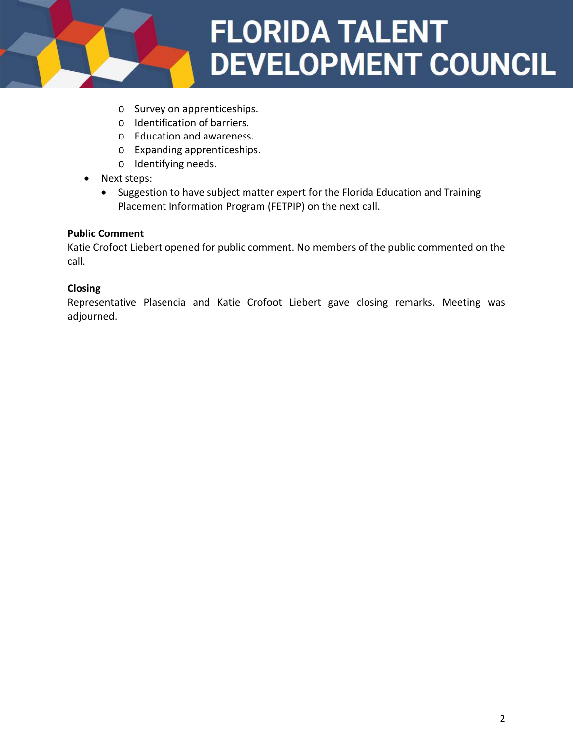- Survey on apprenticeships.
  - Identification of barriers.
  - Education and awareness.
  - Expanding apprenticeships.
  - Identifying needs.
- Next steps:
  - Suggestion to have subject matter expert for the Florida Education and Training Placement Information Program (FETPIP) on the next call.

**Public Comment**

Katie Crofoot Liebert opened for public comment. No members of the public commented on the call.

**Closing**

Representative Plasencia and Katie Crofoot Liebert gave closing remarks. Meeting was adjourned.